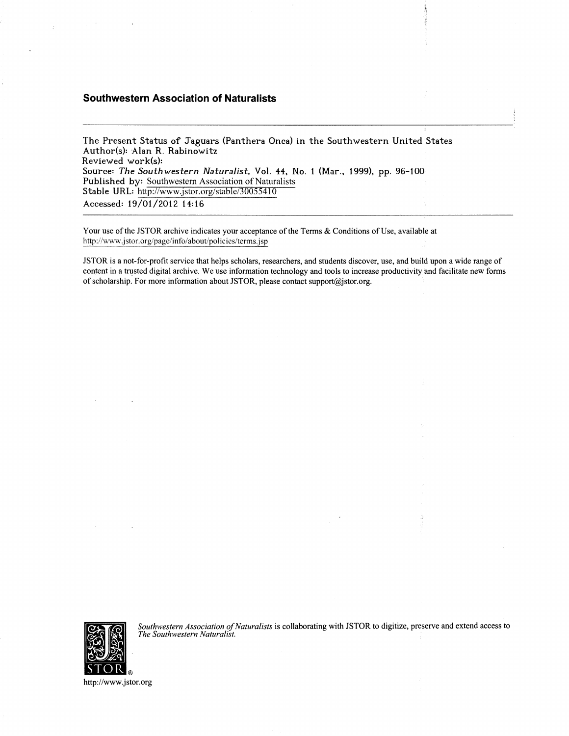## Southwestern Association of Naturalists

The Present Status of Jaguars (Panthera Onca) in the Southwestern United States
Author(s): Alan R. Rabinowitz
Reviewed work(s):
Source: *The Southwestern Naturalist*, Vol. 44, No. 1 (Mar., 1999), pp. 96-100
Published by: Southwestern Association of Naturalists
Stable URL: http://www.jstor.org/stable/30055410
Accessed: 19/01/2012 14:16

---

Your use of the JSTOR archive indicates your acceptance of the Terms & Conditions of Use, available at http://www.jstor.org/page/info/about/policies/terms.jsp

JSTOR is a not-for-profit service that helps scholars, researchers, and students discover, use, and build upon a wide range of content in a trusted digital archive. We use information technology and tools to increase productivity and facilitate new forms of scholarship. For more information about JSTOR, please contact support@jstor.org.

*Southwestern Association of Naturalists* is collaborating with JSTOR to digitize, preserve and extend access to *The Southwestern Naturalist.*

http://www.jstor.org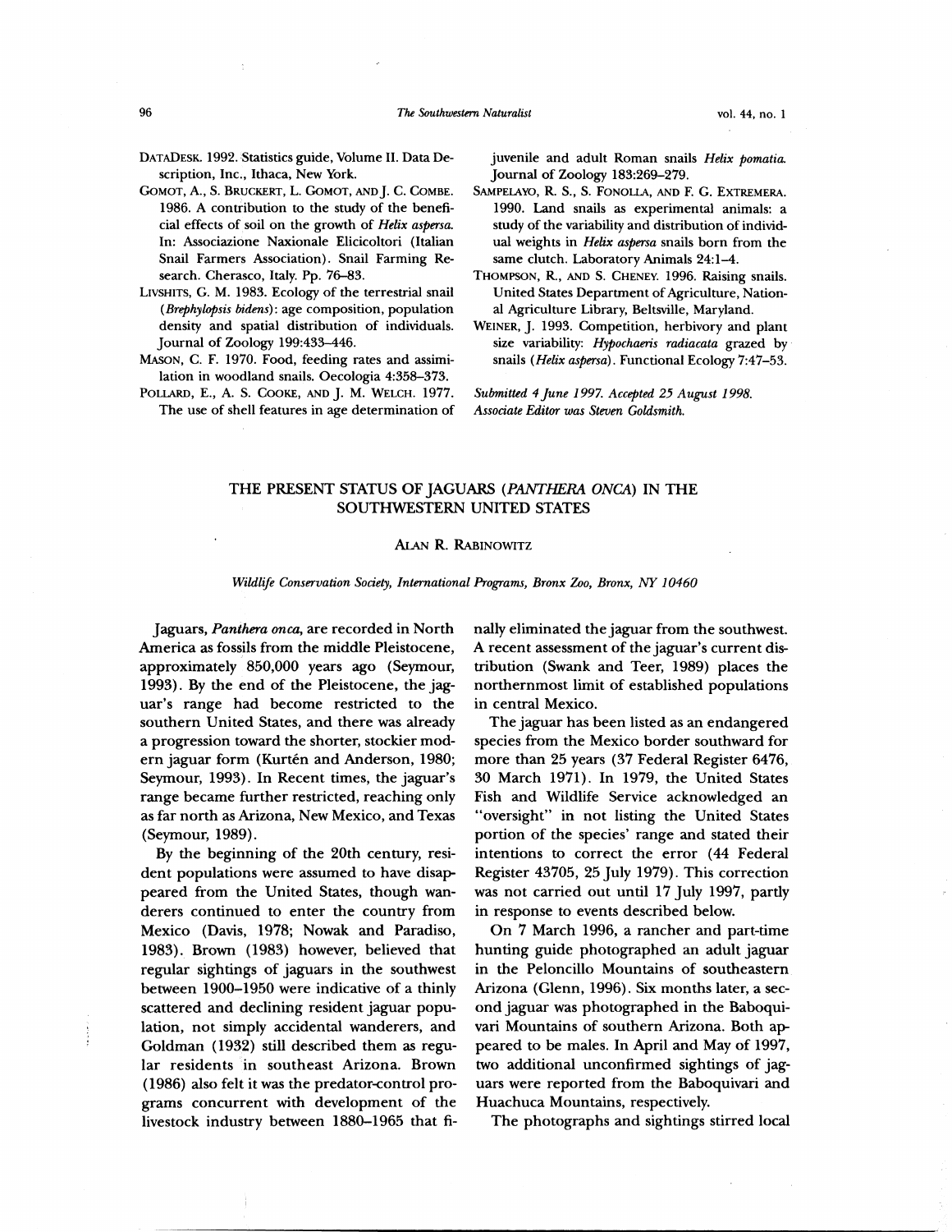DATADESK. 1992. Statistics guide, Volume II. Data Description, Inc., Ithaca, New York.

GOMOT, A., S. BRUCKERT, L. GOMOT, AND J. C. COMBE. 1986. A contribution to the study of the beneficial effects of soil on the growth of *Helix aspersa*. In: Associazione Naxionale Elicicoltori (Italian Snail Farmers Association). Snail Farming Research. Cherasco, Italy. Pp. 76–83.

LIVSHITS, G. M. 1983. Ecology of the terrestrial snail (*Brephylopsis bidens*): age composition, population density and spatial distribution of individuals. Journal of Zoology 199:433–446.

MASON, C. F. 1970. Food, feeding rates and assimilation in woodland snails. Oecologia 4:358–373.

POLLARD, E., A. S. COOKE, AND J. M. WELCH. 1977. The use of shell features in age determination of juvenile and adult Roman snails *Helix pomatia*. Journal of Zoology 183:269–279.

SAMPELAYO, R. S., S. FONOLLA, AND F. G. EXTREMERA. 1990. Land snails as experimental animals: a study of the variability and distribution of individual weights in *Helix aspersa* snails born from the same clutch. Laboratory Animals 24:1–4.

THOMPSON, R., AND S. CHENEY. 1996. Raising snails. United States Department of Agriculture, National Agriculture Library, Beltsville, Maryland.

WEINER, J. 1993. Competition, herbivory and plant size variability: *Hypochaeris radiacata* grazed by snails (*Helix aspersa*). Functional Ecology 7:47–53.

*Submitted 4 June 1997. Accepted 25 August 1998. Associate Editor was Steven Goldsmith.*

# THE PRESENT STATUS OF JAGUARS (*PANTHERA ONCA*) IN THE SOUTHWESTERN UNITED STATES

ALAN R. RABINOWITZ

*Wildlife Conservation Society, International Programs, Bronx Zoo, Bronx, NY 10460*

Jaguars, *Panthera onca*, are recorded in North America as fossils from the middle Pleistocene, approximately 850,000 years ago (Seymour, 1993). By the end of the Pleistocene, the jaguar's range had become restricted to the southern United States, and there was already a progression toward the shorter, stockier modern jaguar form (Kurtén and Anderson, 1980; Seymour, 1993). In Recent times, the jaguar's range became further restricted, reaching only as far north as Arizona, New Mexico, and Texas (Seymour, 1989).

By the beginning of the 20th century, resident populations were assumed to have disappeared from the United States, though wanderers continued to enter the country from Mexico (Davis, 1978; Nowak and Paradiso, 1983). Brown (1983) however, believed that regular sightings of jaguars in the southwest between 1900–1950 were indicative of a thinly scattered and declining resident jaguar population, not simply accidental wanderers, and Goldman (1932) still described them as regular residents in southeast Arizona. Brown (1986) also felt it was the predator-control programs concurrent with development of the livestock industry between 1880–1965 that finally eliminated the jaguar from the southwest. A recent assessment of the jaguar's current distribution (Swank and Teer, 1989) places the northernmost limit of established populations in central Mexico.

The jaguar has been listed as an endangered species from the Mexico border southward for more than 25 years (37 Federal Register 6476, 30 March 1971). In 1979, the United States Fish and Wildlife Service acknowledged an "oversight" in not listing the United States portion of the species' range and stated their intentions to correct the error (44 Federal Register 43705, 25 July 1979). This correction was not carried out until 17 July 1997, partly in response to events described below.

On 7 March 1996, a rancher and part-time hunting guide photographed an adult jaguar in the Peloncillo Mountains of southeastern Arizona (Glenn, 1996). Six months later, a second jaguar was photographed in the Baboquivari Mountains of southern Arizona. Both appeared to be males. In April and May of 1997, two additional unconfirmed sightings of jaguars were reported from the Baboquivari and Huachuca Mountains, respectively.

The photographs and sightings stirred local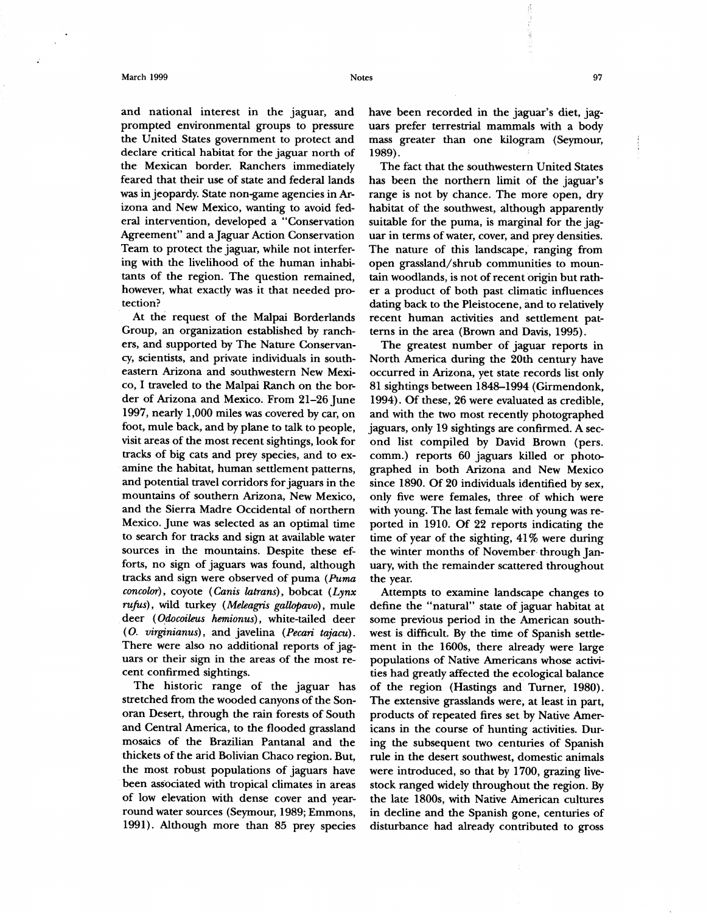and national interest in the jaguar, and prompted environmental groups to pressure the United States government to protect and declare critical habitat for the jaguar north of the Mexican border. Ranchers immediately feared that their use of state and federal lands was in jeopardy. State non-game agencies in Arizona and New Mexico, wanting to avoid federal intervention, developed a "Conservation Agreement" and a Jaguar Action Conservation Team to protect the jaguar, while not interfering with the livelihood of the human inhabitants of the region. The question remained, however, what exactly was it that needed protection?

At the request of the Malpai Borderlands Group, an organization established by ranchers, and supported by The Nature Conservancy, scientists, and private individuals in southeastern Arizona and southwestern New Mexico, I traveled to the Malpai Ranch on the border of Arizona and Mexico. From 21–26 June 1997, nearly 1,000 miles was covered by car, on foot, mule back, and by plane to talk to people, visit areas of the most recent sightings, look for tracks of big cats and prey species, and to examine the habitat, human settlement patterns, and potential travel corridors for jaguars in the mountains of southern Arizona, New Mexico, and the Sierra Madre Occidental of northern Mexico. June was selected as an optimal time to search for tracks and sign at available water sources in the mountains. Despite these efforts, no sign of jaguars was found, although tracks and sign were observed of puma (*Puma concolor*), coyote (*Canis latrans*), bobcat (*Lynx rufus*), wild turkey (*Meleagris gallopavo*), mule deer (*Odocoileus hemionus*), white-tailed deer (*O. virginianus*), and javelina (*Pecari tajacu*). There were also no additional reports of jaguars or their sign in the areas of the most recent confirmed sightings.

The historic range of the jaguar has stretched from the wooded canyons of the Sonoran Desert, through the rain forests of South and Central America, to the flooded grassland mosaics of the Brazilian Pantanal and the thickets of the arid Bolivian Chaco region. But, the most robust populations of jaguars have been associated with tropical climates in areas of low elevation with dense cover and year-round water sources (Seymour, 1989; Emmons, 1991). Although more than 85 prey species have been recorded in the jaguar's diet, jaguars prefer terrestrial mammals with a body mass greater than one kilogram (Seymour, 1989).

The fact that the southwestern United States has been the northern limit of the jaguar's range is not by chance. The more open, dry habitat of the southwest, although apparently suitable for the puma, is marginal for the jaguar in terms of water, cover, and prey densities. The nature of this landscape, ranging from open grassland/shrub communities to mountain woodlands, is not of recent origin but rather a product of both past climatic influences dating back to the Pleistocene, and to relatively recent human activities and settlement patterns in the area (Brown and Davis, 1995).

The greatest number of jaguar reports in North America during the 20th century have occurred in Arizona, yet state records list only 81 sightings between 1848–1994 (Girmendonk, 1994). Of these, 26 were evaluated as credible, and with the two most recently photographed jaguars, only 19 sightings are confirmed. A second list compiled by David Brown (pers. comm.) reports 60 jaguars killed or photographed in both Arizona and New Mexico since 1890. Of 20 individuals identified by sex, only five were females, three of which were with young. The last female with young was reported in 1910. Of 22 reports indicating the time of year of the sighting, 41% were during the winter months of November through January, with the remainder scattered throughout the year.

Attempts to examine landscape changes to define the "natural" state of jaguar habitat at some previous period in the American southwest is difficult. By the time of Spanish settlement in the 1600s, there already were large populations of Native Americans whose activities had greatly affected the ecological balance of the region (Hastings and Turner, 1980). The extensive grasslands were, at least in part, products of repeated fires set by Native Americans in the course of hunting activities. During the subsequent two centuries of Spanish rule in the desert southwest, domestic animals were introduced, so that by 1700, grazing livestock ranged widely throughout the region. By the late 1800s, with Native American cultures in decline and the Spanish gone, centuries of disturbance had already contributed to gross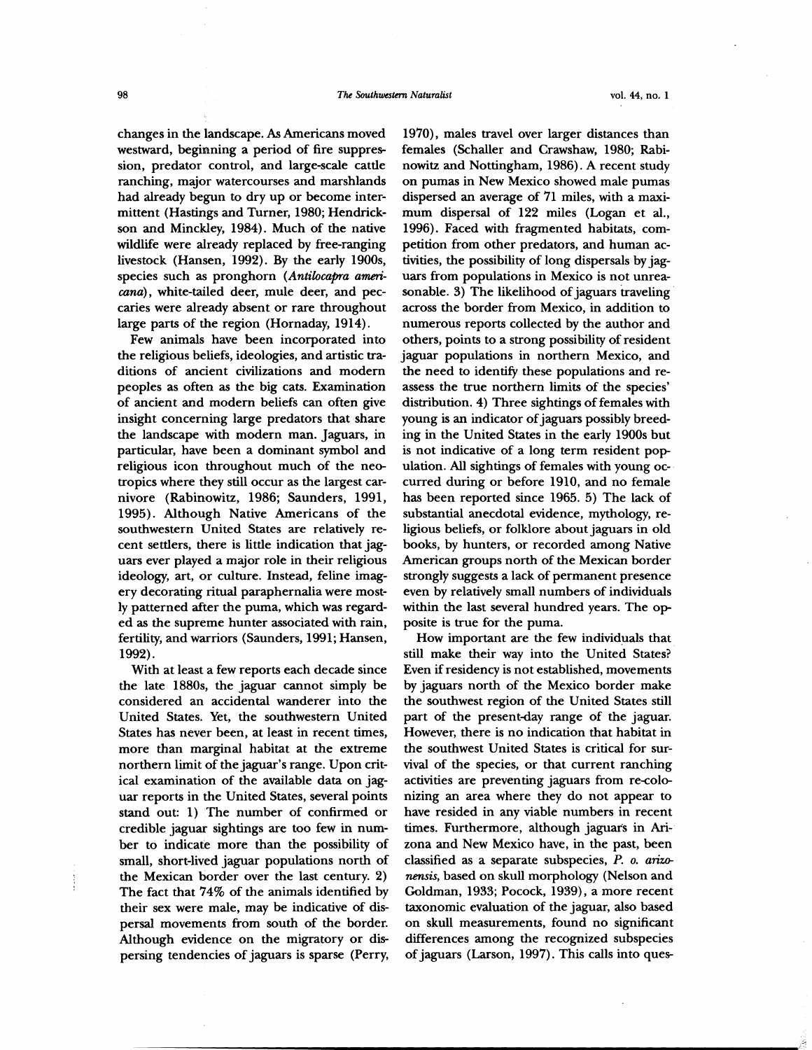changes in the landscape. As Americans moved westward, beginning a period of fire suppression, predator control, and large-scale cattle ranching, major watercourses and marshlands had already begun to dry up or become intermittent (Hastings and Turner, 1980; Hendrickson and Minckley, 1984). Much of the native wildlife were already replaced by free-ranging livestock (Hansen, 1992). By the early 1900s, species such as pronghorn (*Antilocapra americana*), white-tailed deer, mule deer, and peccaries were already absent or rare throughout large parts of the region (Hornaday, 1914).

Few animals have been incorporated into the religious beliefs, ideologies, and artistic traditions of ancient civilizations and modern peoples as often as the big cats. Examination of ancient and modern beliefs can often give insight concerning large predators that share the landscape with modern man. Jaguars, in particular, have been a dominant symbol and religious icon throughout much of the neotropics where they still occur as the largest carnivore (Rabinowitz, 1986; Saunders, 1991, 1995). Although Native Americans of the southwestern United States are relatively recent settlers, there is little indication that jaguars ever played a major role in their religious ideology, art, or culture. Instead, feline imagery decorating ritual paraphernalia were mostly patterned after the puma, which was regarded as the supreme hunter associated with rain, fertility, and warriors (Saunders, 1991; Hansen, 1992).

With at least a few reports each decade since the late 1880s, the jaguar cannot simply be considered an accidental wanderer into the United States. Yet, the southwestern United States has never been, at least in recent times, more than marginal habitat at the extreme northern limit of the jaguar's range. Upon critical examination of the available data on jaguar reports in the United States, several points stand out: 1) The number of confirmed or credible jaguar sightings are too few in number to indicate more than the possibility of small, short-lived jaguar populations north of the Mexican border over the last century. 2) The fact that 74% of the animals identified by their sex were male, may be indicative of dispersal movements from south of the border. Although evidence on the migratory or dispersing tendencies of jaguars is sparse (Perry, 1970), males travel over larger distances than females (Schaller and Crawshaw, 1980; Rabinowitz and Nottingham, 1986). A recent study on pumas in New Mexico showed male pumas dispersed an average of 71 miles, with a maximum dispersal of 122 miles (Logan et al., 1996). Faced with fragmented habitats, competition from other predators, and human activities, the possibility of long dispersals by jaguars from populations in Mexico is not unreasonable. 3) The likelihood of jaguars traveling across the border from Mexico, in addition to numerous reports collected by the author and others, points to a strong possibility of resident jaguar populations in northern Mexico, and the need to identify these populations and reassess the true northern limits of the species' distribution. 4) Three sightings of females with young is an indicator of jaguars possibly breeding in the United States in the early 1900s but is not indicative of a long term resident population. All sightings of females with young occurred during or before 1910, and no female has been reported since 1965. 5) The lack of substantial anecdotal evidence, mythology, religious beliefs, or folklore about jaguars in old books, by hunters, or recorded among Native American groups north of the Mexican border strongly suggests a lack of permanent presence even by relatively small numbers of individuals within the last several hundred years. The opposite is true for the puma.

How important are the few individuals that still make their way into the United States? Even if residency is not established, movements by jaguars north of the Mexico border make the southwest region of the United States still part of the present-day range of the jaguar. However, there is no indication that habitat in the southwest United States is critical for survival of the species, or that current ranching activities are preventing jaguars from re-colonizing an area where they do not appear to have resided in any viable numbers in recent times. Furthermore, although jaguars in Arizona and New Mexico have, in the past, been classified as a separate subspecies, *P. o. arizonensis*, based on skull morphology (Nelson and Goldman, 1933; Pocock, 1939), a more recent taxonomic evaluation of the jaguar, also based on skull measurements, found no significant differences among the recognized subspecies of jaguars (Larson, 1997). This calls into ques-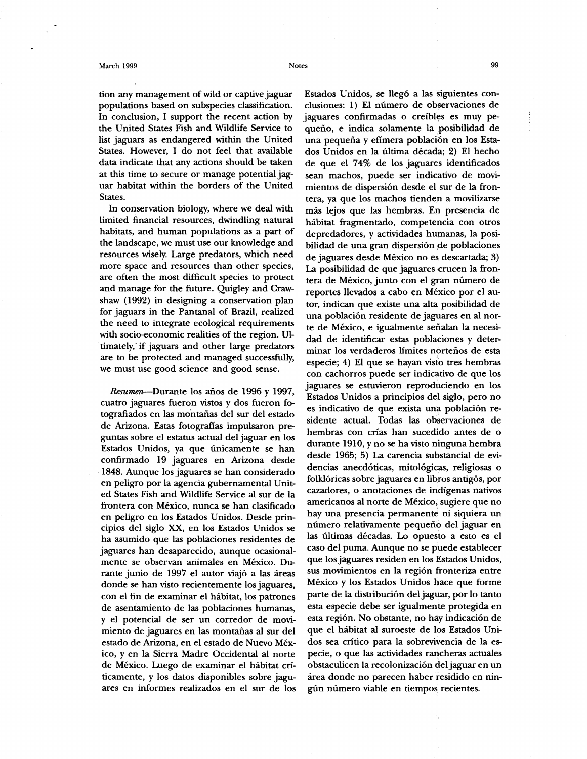tion any management of wild or captive jaguar populations based on subspecies classification. In conclusion, I support the recent action by the United States Fish and Wildlife Service to list jaguars as endangered within the United States. However, I do not feel that available data indicate that any actions should be taken at this time to secure or manage potential jaguar habitat within the borders of the United States.

In conservation biology, where we deal with limited financial resources, dwindling natural habitats, and human populations as a part of the landscape, we must use our knowledge and resources wisely. Large predators, which need more space and resources than other species, are often the most difficult species to protect and manage for the future. Quigley and Crawshaw (1992) in designing a conservation plan for jaguars in the Pantanal of Brazil, realized the need to integrate ecological requirements with socio-economic realities of the region. Ultimately, if jaguars and other large predators are to be protected and managed successfully, we must use good science and good sense.

*Resumen*—Durante los años de 1996 y 1997, cuatro jaguares fueron vistos y dos fueron fotografiados en las montañas del sur del estado de Arizona. Estas fotografías impulsaron preguntas sobre el estatus actual del jaguar en los Estados Unidos, ya que únicamente se han confirmado 19 jaguares en Arizona desde 1848. Aunque los jaguares se han considerado en peligro por la agencia gubernamental United States Fish and Wildlife Service al sur de la frontera con México, nunca se han clasificado en peligro en los Estados Unidos. Desde principios del siglo XX, en los Estados Unidos se ha asumido que las poblaciones residentes de jaguares han desaparecido, aunque ocasionalmente se observan animales en México. Durante junio de 1997 el autor viajó a las áreas donde se han visto recientemente los jaguares, con el fin de examinar el hábitat, los patrones de asentamiento de las poblaciones humanas, y el potencial de ser un corredor de movimiento de jaguares en las montañas al sur del estado de Arizona, en el estado de Nuevo México, y en la Sierra Madre Occidental al norte de México. Luego de examinar el hábitat críticamente, y los datos disponibles sobre jaguares en informes realizados en el sur de los Estados Unidos, se llegó a las siguientes conclusiones: 1) El número de observaciones de jaguares confirmadas o creíbles es muy pequeño, e indica solamente la posibilidad de una pequeña y efímera población en los Estados Unidos en la última década; 2) El hecho de que el 74% de los jaguares identificados sean machos, puede ser indicativo de movimientos de dispersión desde el sur de la frontera, ya que los machos tienden a movilizarse más lejos que las hembras. En presencia de hábitat fragmentado, competencia con otros depredadores, y actividades humanas, la posibilidad de una gran dispersión de poblaciones de jaguares desde México no es descartada; 3) La posibilidad de que jaguares crucen la frontera de México, junto con el gran número de reportes llevados a cabo en México por el autor, indican que existe una alta posibilidad de una población residente de jaguares en al norte de México, e igualmente señalan la necesidad de identificar estas poblaciones y determinar los verdaderos límites norteños de esta especie; 4) El que se hayan visto tres hembras con cachorros puede ser indicativo de que los jaguares se estuvieron reproduciendo en los Estados Unidos a principios del siglo, pero no es indicativo de que exista una población residente actual. Todas las observaciones de hembras con crías han sucedido antes de o durante 1910, y no se ha visto ninguna hembra desde 1965; 5) La carencia substancial de evidencias anecdóticas, mitológicas, religiosas o folklóricas sobre jaguares en libros antigós, por cazadores, o anotaciones de indígenas nativos americanos al norte de México, sugiere que no hay una presencia permanente ni siquiera un número relativamente pequeño del jaguar en las últimas décadas. Lo opuesto a esto es el caso del puma. Aunque no se puede establecer que los jaguares residen en los Estados Unidos, sus movimientos en la región fronteriza entre México y los Estados Unidos hace que forme parte de la distribución del jaguar, por lo tanto esta especie debe ser igualmente protegida en esta región. No obstante, no hay indicación de que el hábitat al suroeste de los Estados Unidos sea crítico para la sobrevivencia de la especie, o que las actividades rancheras actuales obstaculicen la recolonización del jaguar en un área donde no parecen haber residido en ningún número viable en tiempos recientes.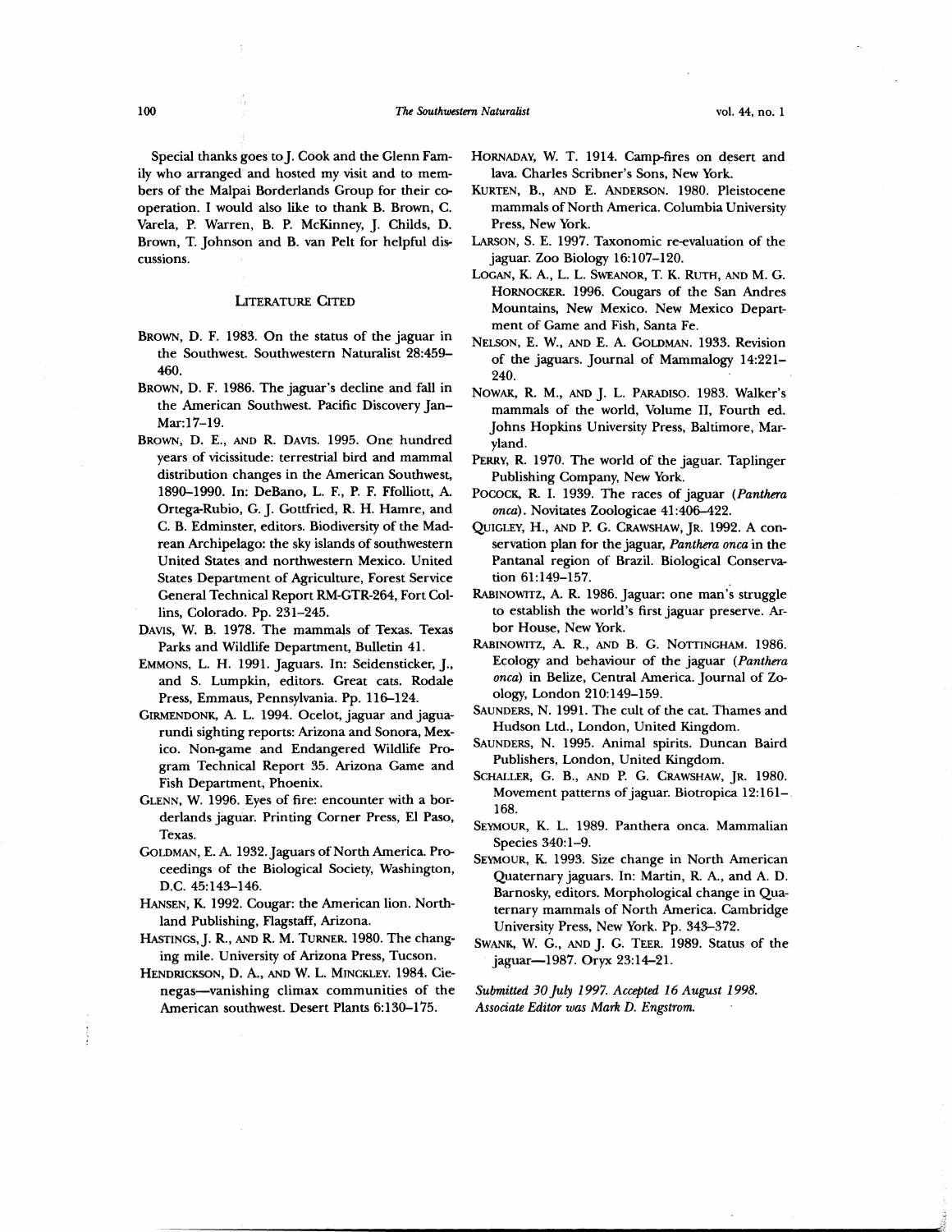Special thanks goes to J. Cook and the Glenn Family who arranged and hosted my visit and to members of the Malpai Borderlands Group for their cooperation. I would also like to thank B. Brown, C. Varela, P. Warren, B. P. McKinney, J. Childs, D. Brown, T. Johnson and B. van Pelt for helpful discussions.

## Literature Cited

Brown, D. F. 1983. On the status of the jaguar in the Southwest. Southwestern Naturalist 28:459–460.

Brown, D. F. 1986. The jaguar's decline and fall in the American Southwest. Pacific Discovery Jan-Mar:17–19.

Brown, D. E., and R. Davis. 1995. One hundred years of vicissitude: terrestrial bird and mammal distribution changes in the American Southwest, 1890–1990. In: DeBano, L. F., P. F. Ffolliott, A. Ortega-Rubio, G. J. Gottfried, R. H. Hamre, and C. B. Edminster, editors. Biodiversity of the Madrean Archipelago: the sky islands of southwestern United States and northwestern Mexico. United States Department of Agriculture, Forest Service General Technical Report RM-GTR-264, Fort Collins, Colorado. Pp. 231–245.

Davis, W. B. 1978. The mammals of Texas. Texas Parks and Wildlife Department, Bulletin 41.

Emmons, L. H. 1991. Jaguars. In: Seidensticker, J., and S. Lumpkin, editors. Great cats. Rodale Press, Emmaus, Pennsylvania. Pp. 116–124.

Girmendonk, A. L. 1994. Ocelot, jaguar and jaguarundi sighting reports: Arizona and Sonora, Mexico. Non-game and Endangered Wildlife Program Technical Report 35. Arizona Game and Fish Department, Phoenix.

Glenn, W. 1996. Eyes of fire: encounter with a borderlands jaguar. Printing Corner Press, El Paso, Texas.

Goldman, E. A. 1932. Jaguars of North America. Proceedings of the Biological Society, Washington, D.C. 45:143–146.

Hansen, K. 1992. Cougar: the American lion. Northland Publishing, Flagstaff, Arizona.

Hastings, J. R., and R. M. Turner. 1980. The changing mile. University of Arizona Press, Tucson.

Hendrickson, D. A., and W. L. Minckley. 1984. Cienegas—vanishing climax communities of the American southwest. Desert Plants 6:130–175.

Hornaday, W. T. 1914. Camp-fires on desert and lava. Charles Scribner's Sons, New York.

Kurten, B., and E. Anderson. 1980. Pleistocene mammals of North America. Columbia University Press, New York.

Larson, S. E. 1997. Taxonomic re-evaluation of the jaguar. Zoo Biology 16:107–120.

Logan, K. A., L. L. Sweanor, T. K. Ruth, and M. G. Hornocker. 1996. Cougars of the San Andres Mountains, New Mexico. New Mexico Department of Game and Fish, Santa Fe.

Nelson, E. W., and E. A. Goldman. 1933. Revision of the jaguars. Journal of Mammalogy 14:221–240.

Nowak, R. M., and J. L. Paradiso. 1983. Walker's mammals of the world, Volume II, Fourth ed. Johns Hopkins University Press, Baltimore, Maryland.

Perry, R. 1970. The world of the jaguar. Taplinger Publishing Company, New York.

Pocock, R. I. 1939. The races of jaguar (*Panthera onca*). Novitates Zoologicae 41:406–422.

Quigley, H., and P. G. Crawshaw, Jr. 1992. A conservation plan for the jaguar, *Panthera onca* in the Pantanal region of Brazil. Biological Conservation 61:149–157.

Rabinowitz, A. R. 1986. Jaguar: one man's struggle to establish the world's first jaguar preserve. Arbor House, New York.

Rabinowitz, A. R., and B. G. Nottingham. 1986. Ecology and behaviour of the jaguar (*Panthera onca*) in Belize, Central America. Journal of Zoology, London 210:149–159.

Saunders, N. 1991. The cult of the cat. Thames and Hudson Ltd., London, United Kingdom.

Saunders, N. 1995. Animal spirits. Duncan Baird Publishers, London, United Kingdom.

Schaller, G. B., and P. G. Crawshaw, Jr. 1980. Movement patterns of jaguar. Biotropica 12:161–168.

Seymour, K. L. 1989. Panthera onca. Mammalian Species 340:1–9.

Seymour, K. 1993. Size change in North American Quaternary jaguars. In: Martin, R. A., and A. D. Barnosky, editors. Morphological change in Quaternary mammals of North America. Cambridge University Press, New York. Pp. 343–372.

Swank, W. G., and J. G. Teer. 1989. Status of the jaguar—1987. Oryx 23:14–21.

*Submitted 30 July 1997. Accepted 16 August 1998.*
*Associate Editor was Mark D. Engstrom.*